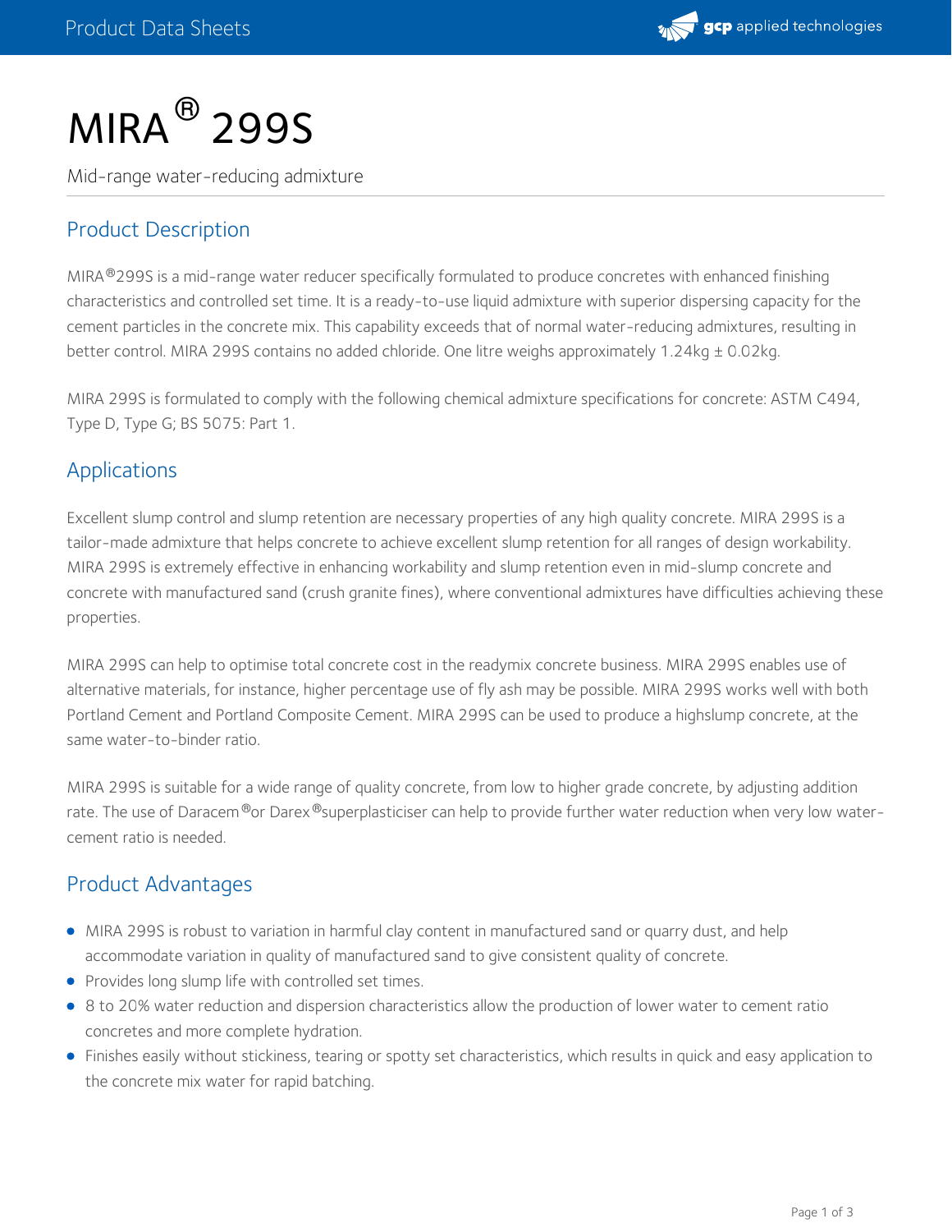# MIRA® 299S

Mid-range water-reducing admixture

## Product Description

MIRA®299S is a mid-range water reducer specifically formulated to produce concretes with enhanced finishing characteristics and controlled set time. It is a ready-to-use liquid admixture with superior dispersing capacity for the cement particles in the concrete mix. This capability exceeds that of normal water-reducing admixtures, resulting in better control. MIRA 299S contains no added chloride. One litre weighs approximately 1.24kg ± 0.02kg.

MIRA 299S is formulated to comply with the following chemical admixture specifications for concrete: ASTM C494, Type D, Type G; BS 5075: Part 1.

## Applications

Excellent slump control and slump retention are necessary properties of any high quality concrete. MIRA 299S is a tailor-made admixture that helps concrete to achieve excellent slump retention for all ranges of design workability. MIRA 299S is extremely effective in enhancing workability and slump retention even in mid-slump concrete and concrete with manufactured sand (crush granite fines), where conventional admixtures have difficulties achieving these properties.

MIRA 299S can help to optimise total concrete cost in the readymix concrete business. MIRA 299S enables use of alternative materials, for instance, higher percentage use of fly ash may be possible. MIRA 299S works well with both Portland Cement and Portland Composite Cement. MIRA 299S can be used to produce a highslump concrete, at the same water-to-binder ratio.

MIRA 299S is suitable for a wide range of quality concrete, from low to higher grade concrete, by adjusting addition rate. The use of Daracem®or Darex®superplasticiser can help to provide further water reduction when very low water-cement ratio is needed.

## Product Advantages

- MIRA 299S is robust to variation in harmful clay content in manufactured sand or quarry dust, and help accommodate variation in quality of manufactured sand to give consistent quality of concrete.
- Provides long slump life with controlled set times.
- 8 to 20% water reduction and dispersion characteristics allow the production of lower water to cement ratio concretes and more complete hydration.
- Finishes easily without stickiness, tearing or spotty set characteristics, which results in quick and easy application to the concrete mix water for rapid batching.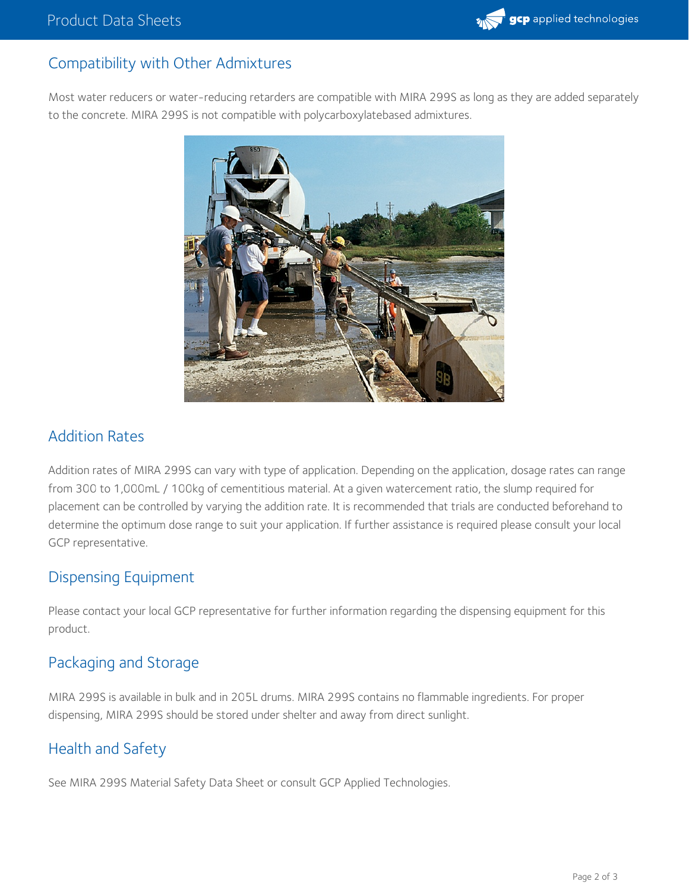## Compatibility with Other Admixtures

Most water reducers or water-reducing retarders are compatible with MIRA 299S as long as they are added separately to the concrete. MIRA 299S is not compatible with polycarboxylatebased admixtures.

## Addition Rates

Addition rates of MIRA 299S can vary with type of application. Depending on the application, dosage rates can range from 300 to 1,000mL / 100kg of cementitious material. At a given watercement ratio, the slump required for placement can be controlled by varying the addition rate. It is recommended that trials are conducted beforehand to determine the optimum dose range to suit your application. If further assistance is required please consult your local GCP representative.

## Dispensing Equipment

Please contact your local GCP representative for further information regarding the dispensing equipment for this product.

## Packaging and Storage

MIRA 299S is available in bulk and in 205L drums. MIRA 299S contains no flammable ingredients. For proper dispensing, MIRA 299S should be stored under shelter and away from direct sunlight.

## Health and Safety

See MIRA 299S Material Safety Data Sheet or consult GCP Applied Technologies.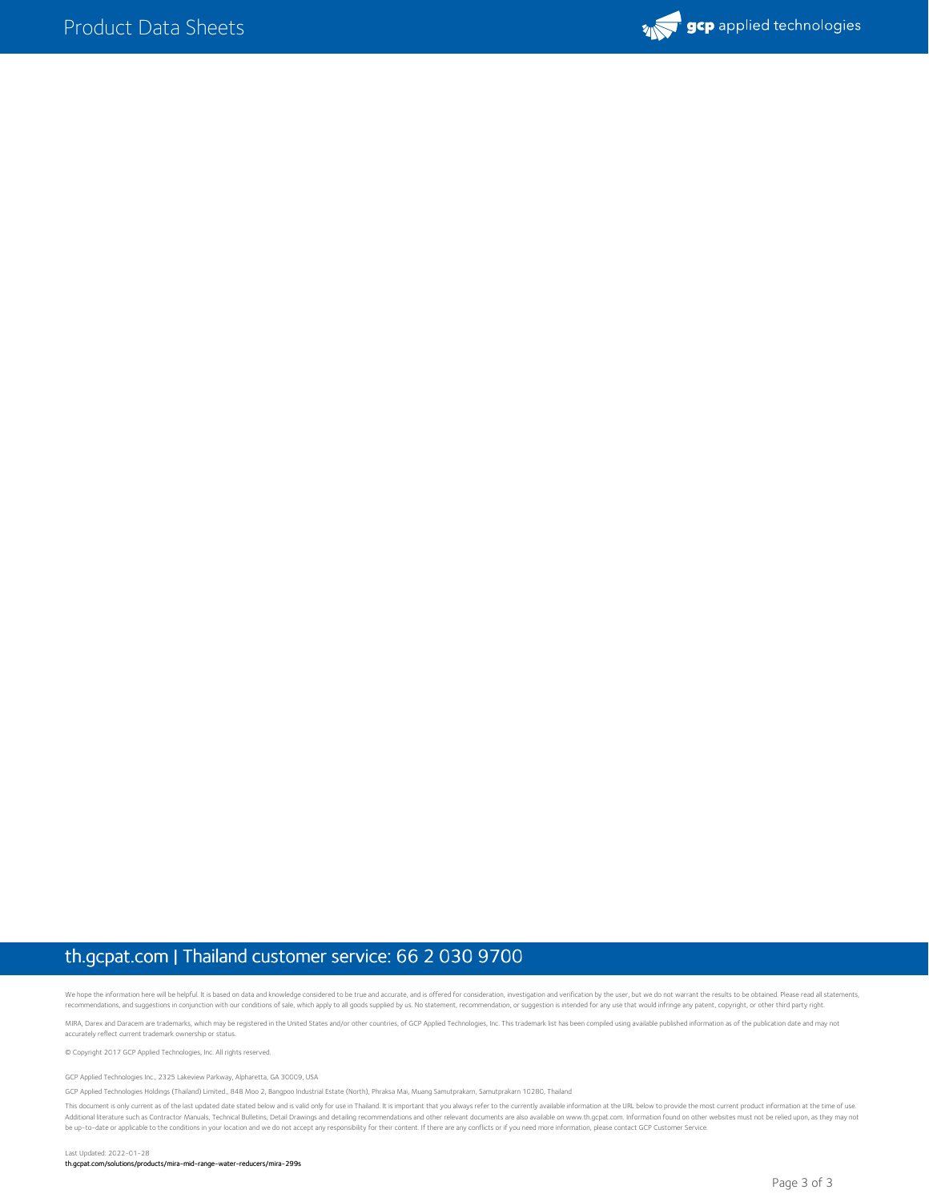th.gcpat.com | Thailand customer service: 66 2 030 9700

We hope the information here will be helpful. It is based on data and knowledge considered to be true and accurate, and is offered for consideration, investigation and verification by the user, but we do not warrant the results to be obtained. Please read all statements, recommendations, and suggestions in conjunction with our conditions of sale, which apply to all goods supplied by us. No statement, recommendation, or suggestion is intended for any use that would infringe any patent, copyright, or other third party right.

MIRA, Darex and Daracem are trademarks, which may be registered in the United States and/or other countries, of GCP Applied Technologies, Inc. This trademark list has been compiled using available published information as of the publication date and may not accurately reflect current trademark ownership or status.

© Copyright 2017 GCP Applied Technologies, Inc. All rights reserved.

GCP Applied Technologies Inc., 2325 Lakeview Parkway, Alpharetta, GA 30009, USA

GCP Applied Technologies Holdings (Thailand) Limited., 848 Moo 2, Bangpoo Industrial Estate (North), Phraksa Mai, Muang Samutprakarn, Samutprakarn 10280, Thailand

This document is only current as of the last updated date stated below and is valid only for use in Thailand. It is important that you always refer to the currently available information at the URL below to provide the most current product information at the time of use. Additional literature such as Contractor Manuals, Technical Bulletins, Detail Drawings and detailing recommendations and other relevant documents are also available on www.th.gcpat.com. Information found on other websites must not be relied upon, as they may not be up-to-date or applicable to the conditions in your location and we do not accept any responsibility for their content. If there are any conflicts or if you need more information, please contact GCP Customer Service.

Last Updated: 2022-01-28

th.gcpat.com/solutions/products/mira-mid-range-water-reducers/mira-299s